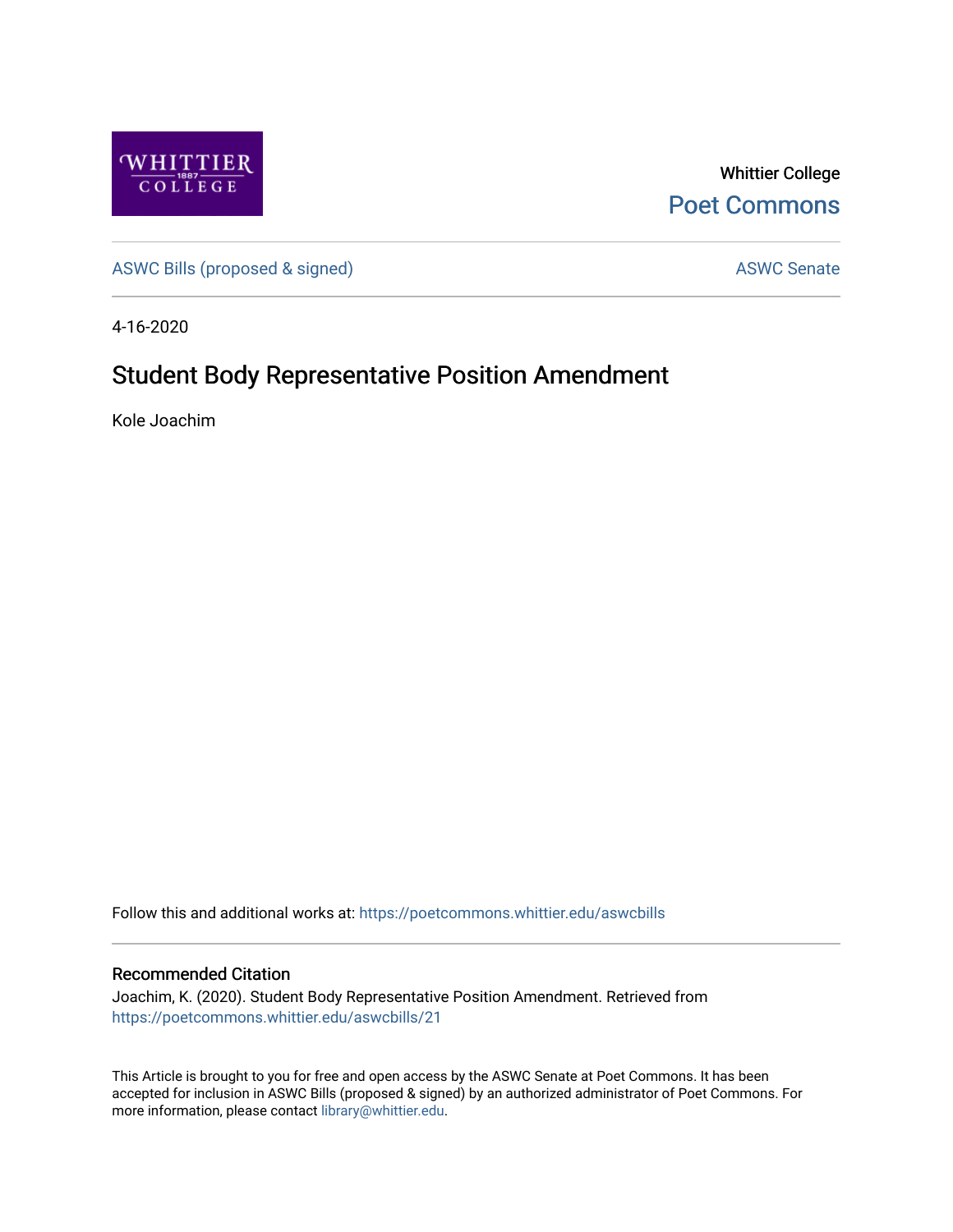Whittier College

Poet Commons

ASWC Bills (proposed & signed)

ASWC Senate

4-16-2020

# Student Body Representative Position Amendment

Kole Joachim

Follow this and additional works at: https://poetcommons.whittier.edu/aswcbills

## Recommended Citation

Joachim, K. (2020). Student Body Representative Position Amendment. Retrieved from https://poetcommons.whittier.edu/aswcbills/21

This Article is brought to you for free and open access by the ASWC Senate at Poet Commons. It has been accepted for inclusion in ASWC Bills (proposed & signed) by an authorized administrator of Poet Commons. For more information, please contact library@whittier.edu.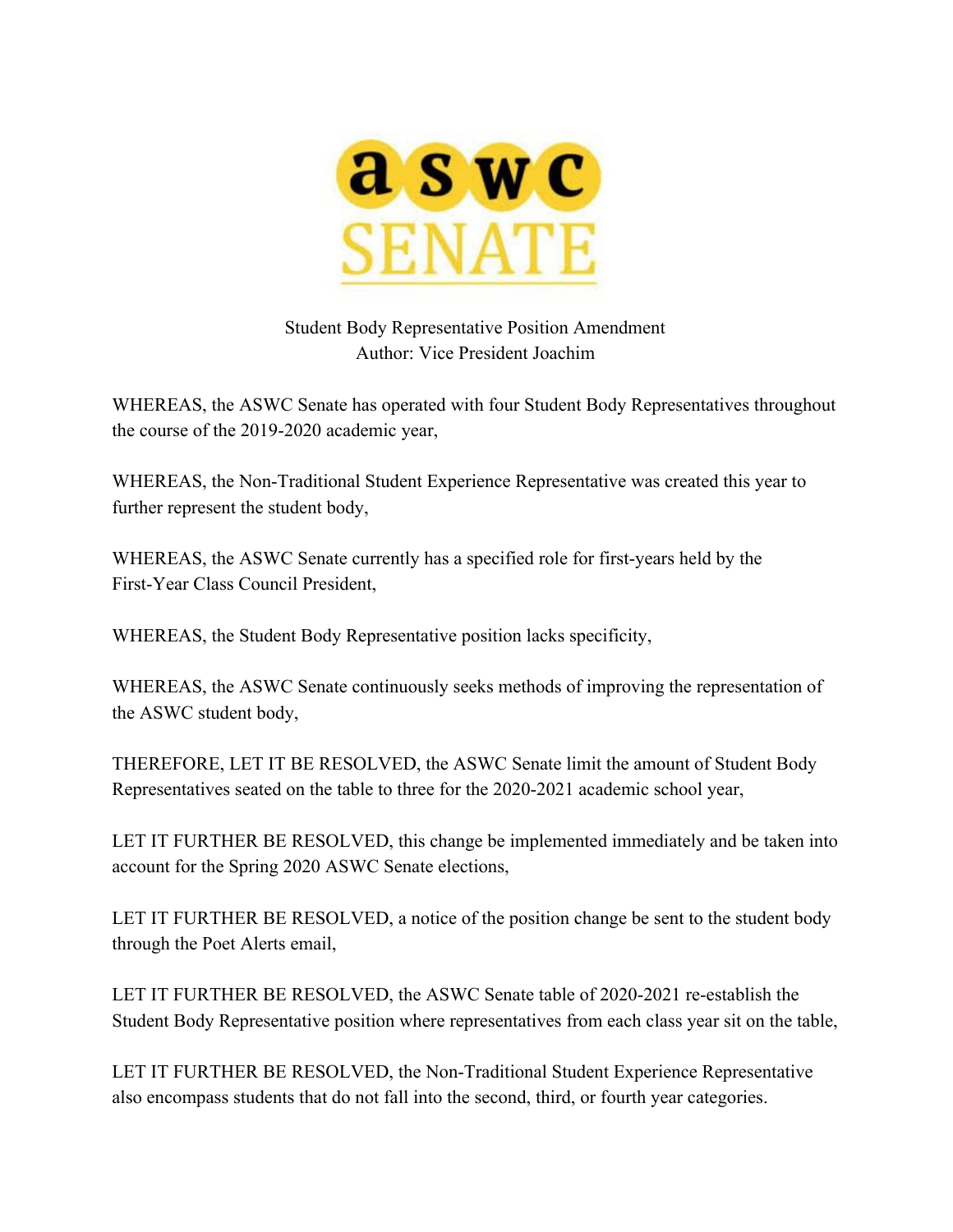aswc SENATE

Student Body Representative Position Amendment
Author: Vice President Joachim

WHEREAS, the ASWC Senate has operated with four Student Body Representatives throughout the course of the 2019-2020 academic year,

WHEREAS, the Non-Traditional Student Experience Representative was created this year to further represent the student body,

WHEREAS, the ASWC Senate currently has a specified role for first-years held by the First-Year Class Council President,

WHEREAS, the Student Body Representative position lacks specificity,

WHEREAS, the ASWC Senate continuously seeks methods of improving the representation of the ASWC student body,

THEREFORE, LET IT BE RESOLVED, the ASWC Senate limit the amount of Student Body Representatives seated on the table to three for the 2020-2021 academic school year,

LET IT FURTHER BE RESOLVED, this change be implemented immediately and be taken into account for the Spring 2020 ASWC Senate elections,

LET IT FURTHER BE RESOLVED, a notice of the position change be sent to the student body through the Poet Alerts email,

LET IT FURTHER BE RESOLVED, the ASWC Senate table of 2020-2021 re-establish the Student Body Representative position where representatives from each class year sit on the table,

LET IT FURTHER BE RESOLVED, the Non-Traditional Student Experience Representative also encompass students that do not fall into the second, third, or fourth year categories.